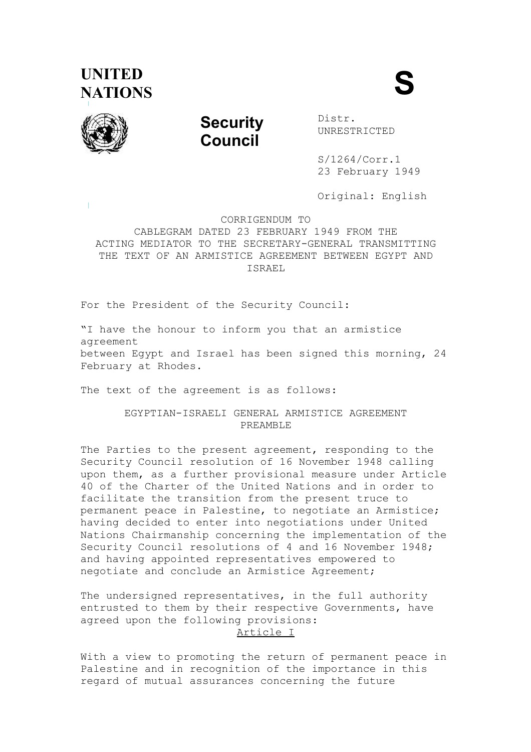UNITED NATIONS

S

Security Council

Distr.
UNRESTRICTED

S/1264/Corr.1
23 February 1949

Original: English

CORRIGENDUM TO
CABLEGRAM DATED 23 FEBRUARY 1949 FROM THE ACTING MEDIATOR TO THE SECRETARY-GENERAL TRANSMITTING THE TEXT OF AN ARMISTICE AGREEMENT BETWEEN EGYPT AND ISRAEL

For the President of the Security Council:

"I have the honour to inform you that an armistice agreement between Egypt and Israel has been signed this morning, 24 February at Rhodes.

The text of the agreement is as follows:

## EGYPTIAN-ISRAELI GENERAL ARMISTICE AGREEMENT

### PREAMBLE

The Parties to the present agreement, responding to the Security Council resolution of 16 November 1948 calling upon them, as a further provisional measure under Article 40 of the Charter of the United Nations and in order to facilitate the transition from the present truce to permanent peace in Palestine, to negotiate an Armistice; having decided to enter into negotiations under United Nations Chairmanship concerning the implementation of the Security Council resolutions of 4 and 16 November 1948; and having appointed representatives empowered to negotiate and conclude an Armistice Agreement;

The undersigned representatives, in the full authority entrusted to them by their respective Governments, have agreed upon the following provisions:

### Article I

With a view to promoting the return of permanent peace in Palestine and in recognition of the importance in this regard of mutual assurances concerning the future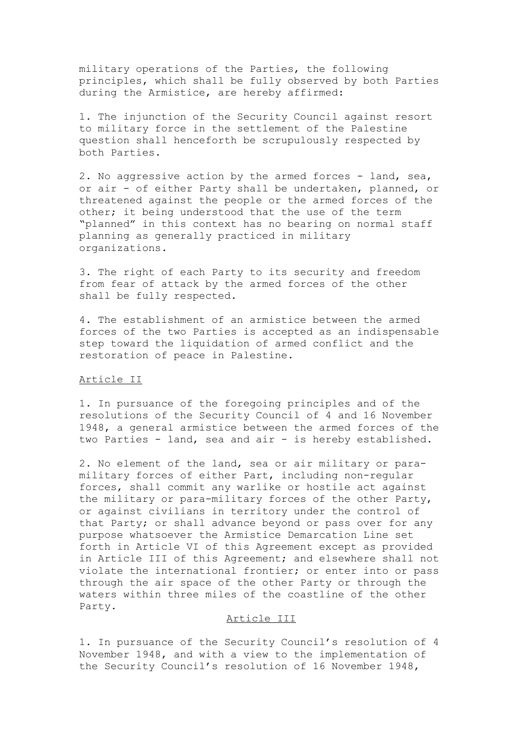military operations of the Parties, the following principles, which shall be fully observed by both Parties during the Armistice, are hereby affirmed:

1. The injunction of the Security Council against resort to military force in the settlement of the Palestine question shall henceforth be scrupulously respected by both Parties.

2. No aggressive action by the armed forces - land, sea, or air - of either Party shall be undertaken, planned, or threatened against the people or the armed forces of the other; it being understood that the use of the term "planned" in this context has no bearing on normal staff planning as generally practiced in military organizations.

3. The right of each Party to its security and freedom from fear of attack by the armed forces of the other shall be fully respected.

4. The establishment of an armistice between the armed forces of the two Parties is accepted as an indispensable step toward the liquidation of armed conflict and the restoration of peace in Palestine.

## Article II

1. In pursuance of the foregoing principles and of the resolutions of the Security Council of 4 and 16 November 1948, a general armistice between the armed forces of the two Parties - land, sea and air - is hereby established.

2. No element of the land, sea or air military or para-military forces of either Part, including non-regular forces, shall commit any warlike or hostile act against the military or para-military forces of the other Party, or against civilians in territory under the control of that Party; or shall advance beyond or pass over for any purpose whatsoever the Armistice Demarcation Line set forth in Article VI of this Agreement except as provided in Article III of this Agreement; and elsewhere shall not violate the international frontier; or enter into or pass through the air space of the other Party or through the waters within three miles of the coastline of the other Party.

## Article III

1. In pursuance of the Security Council's resolution of 4 November 1948, and with a view to the implementation of the Security Council's resolution of 16 November 1948,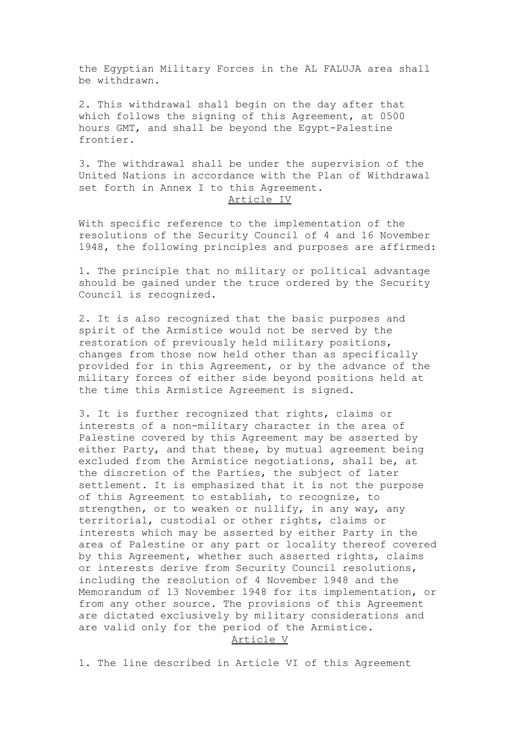the Egyptian Military Forces in the AL FALUJA area shall be withdrawn.

2. This withdrawal shall begin on the day after that which follows the signing of this Agreement, at 0500 hours GMT, and shall be beyond the Egypt-Palestine frontier.

3. The withdrawal shall be under the supervision of the United Nations in accordance with the Plan of Withdrawal set forth in Annex I to this Agreement.

## Article IV

With specific reference to the implementation of the resolutions of the Security Council of 4 and 16 November 1948, the following principles and purposes are affirmed:

1. The principle that no military or political advantage should be gained under the truce ordered by the Security Council is recognized.

2. It is also recognized that the basic purposes and spirit of the Armistice would not be served by the restoration of previously held military positions, changes from those now held other than as specifically provided for in this Agreement, or by the advance of the military forces of either side beyond positions held at the time this Armistice Agreement is signed.

3. It is further recognized that rights, claims or interests of a non-military character in the area of Palestine covered by this Agreement may be asserted by either Party, and that these, by mutual agreement being excluded from the Armistice negotiations, shall be, at the discretion of the Parties, the subject of later settlement. It is emphasized that it is not the purpose of this Agreement to establish, to recognize, to strengthen, or to weaken or nullify, in any way, any territorial, custodial or other rights, claims or interests which may be asserted by either Party in the area of Palestine or any part or locality thereof covered by this Agreement, whether such asserted rights, claims or interests derive from Security Council resolutions, including the resolution of 4 November 1948 and the Memorandum of 13 November 1948 for its implementation, or from any other source. The provisions of this Agreement are dictated exclusively by military considerations and are valid only for the period of the Armistice.

## Article V

1. The line described in Article VI of this Agreement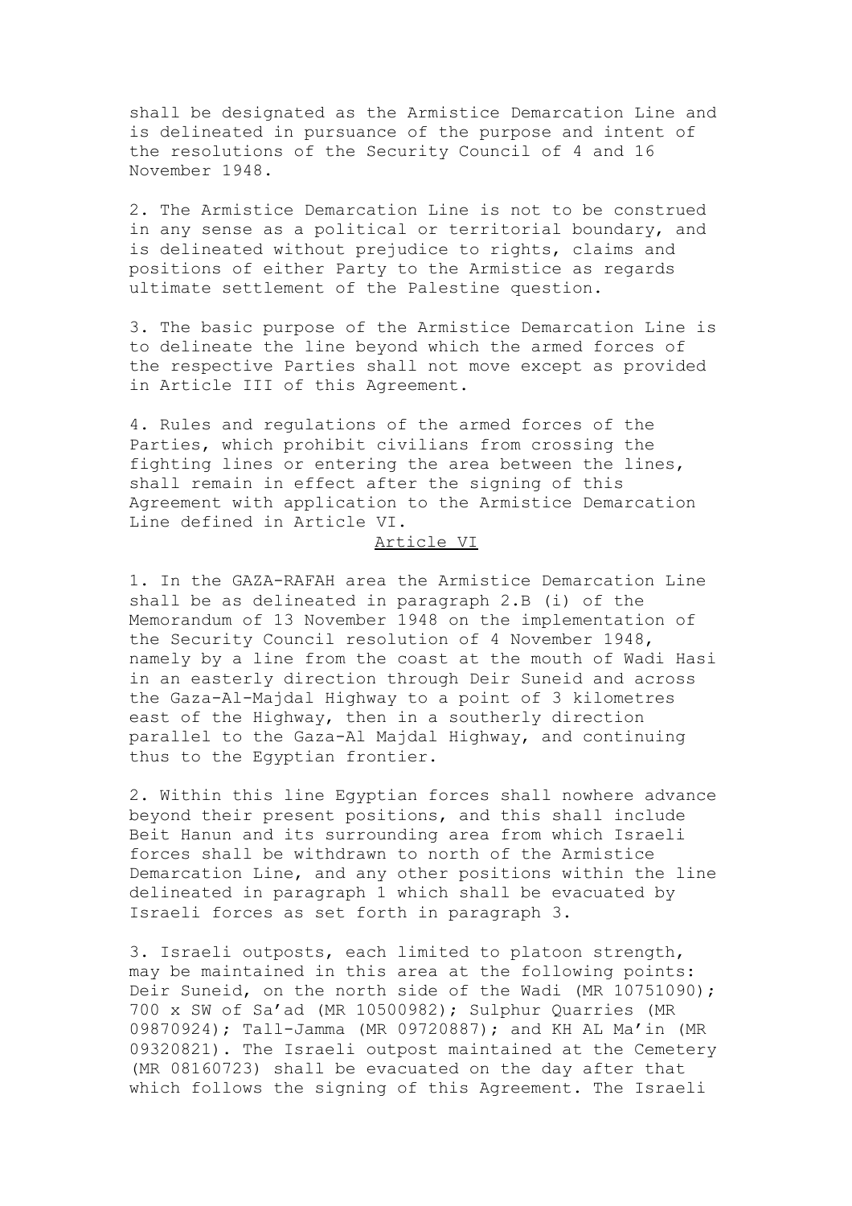shall be designated as the Armistice Demarcation Line and is delineated in pursuance of the purpose and intent of the resolutions of the Security Council of 4 and 16 November 1948.

2. The Armistice Demarcation Line is not to be construed in any sense as a political or territorial boundary, and is delineated without prejudice to rights, claims and positions of either Party to the Armistice as regards ultimate settlement of the Palestine question.

3. The basic purpose of the Armistice Demarcation Line is to delineate the line beyond which the armed forces of the respective Parties shall not move except as provided in Article III of this Agreement.

4. Rules and regulations of the armed forces of the Parties, which prohibit civilians from crossing the fighting lines or entering the area between the lines, shall remain in effect after the signing of this Agreement with application to the Armistice Demarcation Line defined in Article VI.

## Article VI

1. In the GAZA-RAFAH area the Armistice Demarcation Line shall be as delineated in paragraph 2.B (i) of the Memorandum of 13 November 1948 on the implementation of the Security Council resolution of 4 November 1948, namely by a line from the coast at the mouth of Wadi Hasi in an easterly direction through Deir Suneid and across the Gaza-Al-Majdal Highway to a point of 3 kilometres east of the Highway, then in a southerly direction parallel to the Gaza-Al Majdal Highway, and continuing thus to the Egyptian frontier.

2. Within this line Egyptian forces shall nowhere advance beyond their present positions, and this shall include Beit Hanun and its surrounding area from which Israeli forces shall be withdrawn to north of the Armistice Demarcation Line, and any other positions within the line delineated in paragraph 1 which shall be evacuated by Israeli forces as set forth in paragraph 3.

3. Israeli outposts, each limited to platoon strength, may be maintained in this area at the following points: Deir Suneid, on the north side of the Wadi (MR 10751090); 700 x SW of Sa'ad (MR 10500982); Sulphur Quarries (MR 09870924); Tall-Jamma (MR 09720887); and KH AL Ma'in (MR 09320821). The Israeli outpost maintained at the Cemetery (MR 08160723) shall be evacuated on the day after that which follows the signing of this Agreement. The Israeli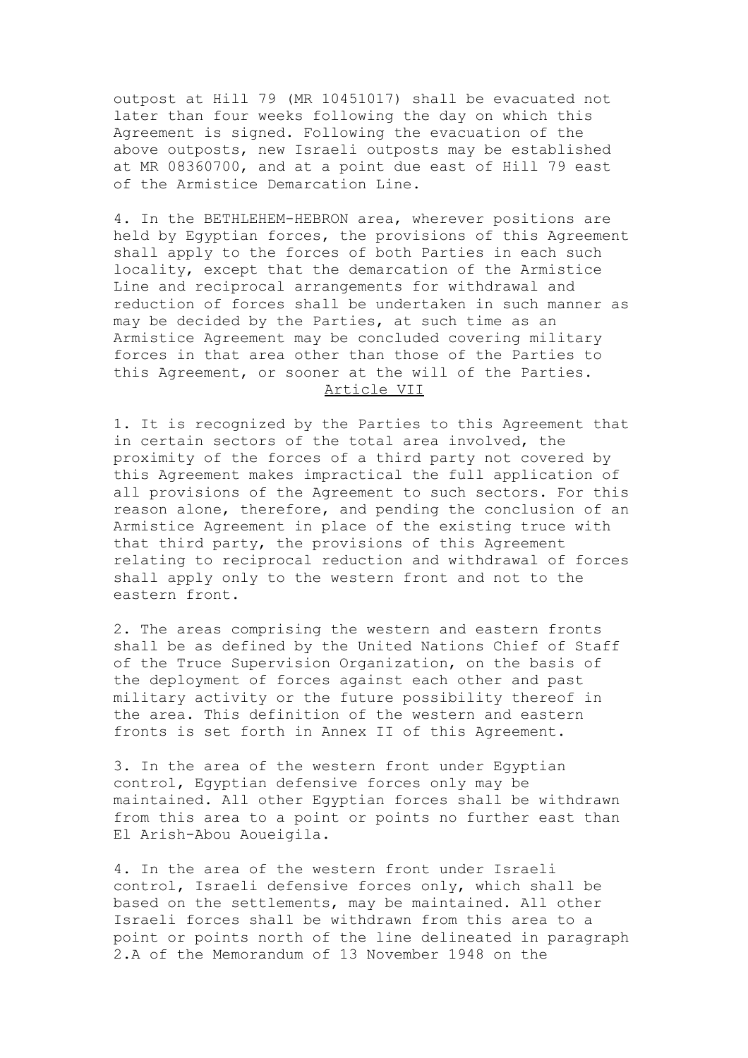outpost at Hill 79 (MR 10451017) shall be evacuated not later than four weeks following the day on which this Agreement is signed. Following the evacuation of the above outposts, new Israeli outposts may be established at MR 08360700, and at a point due east of Hill 79 east of the Armistice Demarcation Line.

4. In the BETHLEHEM-HEBRON area, wherever positions are held by Egyptian forces, the provisions of this Agreement shall apply to the forces of both Parties in each such locality, except that the demarcation of the Armistice Line and reciprocal arrangements for withdrawal and reduction of forces shall be undertaken in such manner as may be decided by the Parties, at such time as an Armistice Agreement may be concluded covering military forces in that area other than those of the Parties to this Agreement, or sooner at the will of the Parties.

## Article VII

1. It is recognized by the Parties to this Agreement that in certain sectors of the total area involved, the proximity of the forces of a third party not covered by this Agreement makes impractical the full application of all provisions of the Agreement to such sectors. For this reason alone, therefore, and pending the conclusion of an Armistice Agreement in place of the existing truce with that third party, the provisions of this Agreement relating to reciprocal reduction and withdrawal of forces shall apply only to the western front and not to the eastern front.

2. The areas comprising the western and eastern fronts shall be as defined by the United Nations Chief of Staff of the Truce Supervision Organization, on the basis of the deployment of forces against each other and past military activity or the future possibility thereof in the area. This definition of the western and eastern fronts is set forth in Annex II of this Agreement.

3. In the area of the western front under Egyptian control, Egyptian defensive forces only may be maintained. All other Egyptian forces shall be withdrawn from this area to a point or points no further east than El Arish-Abou Aoueigila.

4. In the area of the western front under Israeli control, Israeli defensive forces only, which shall be based on the settlements, may be maintained. All other Israeli forces shall be withdrawn from this area to a point or points north of the line delineated in paragraph 2.A of the Memorandum of 13 November 1948 on the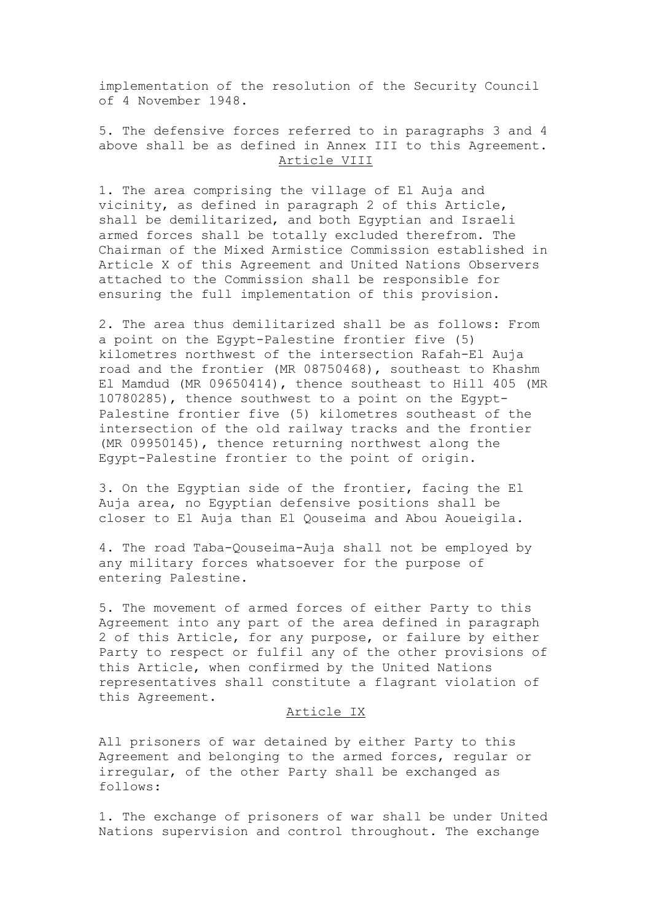implementation of the resolution of the Security Council of 4 November 1948.

5. The defensive forces referred to in paragraphs 3 and 4 above shall be as defined in Annex III to this Agreement.

## Article VIII

1. The area comprising the village of El Auja and vicinity, as defined in paragraph 2 of this Article, shall be demilitarized, and both Egyptian and Israeli armed forces shall be totally excluded therefrom. The Chairman of the Mixed Armistice Commission established in Article X of this Agreement and United Nations Observers attached to the Commission shall be responsible for ensuring the full implementation of this provision.

2. The area thus demilitarized shall be as follows: From a point on the Egypt-Palestine frontier five (5) kilometres northwest of the intersection Rafah-El Auja road and the frontier (MR 08750468), southeast to Khashm El Mamdud (MR 09650414), thence southeast to Hill 405 (MR 10780285), thence southwest to a point on the Egypt-Palestine frontier five (5) kilometres southeast of the intersection of the old railway tracks and the frontier (MR 09950145), thence returning northwest along the Egypt-Palestine frontier to the point of origin.

3. On the Egyptian side of the frontier, facing the El Auja area, no Egyptian defensive positions shall be closer to El Auja than El Qouseima and Abou Aoueigila.

4. The road Taba-Qouseima-Auja shall not be employed by any military forces whatsoever for the purpose of entering Palestine.

5. The movement of armed forces of either Party to this Agreement into any part of the area defined in paragraph 2 of this Article, for any purpose, or failure by either Party to respect or fulfil any of the other provisions of this Article, when confirmed by the United Nations representatives shall constitute a flagrant violation of this Agreement.

## Article IX

All prisoners of war detained by either Party to this Agreement and belonging to the armed forces, regular or irregular, of the other Party shall be exchanged as follows:

1. The exchange of prisoners of war shall be under United Nations supervision and control throughout. The exchange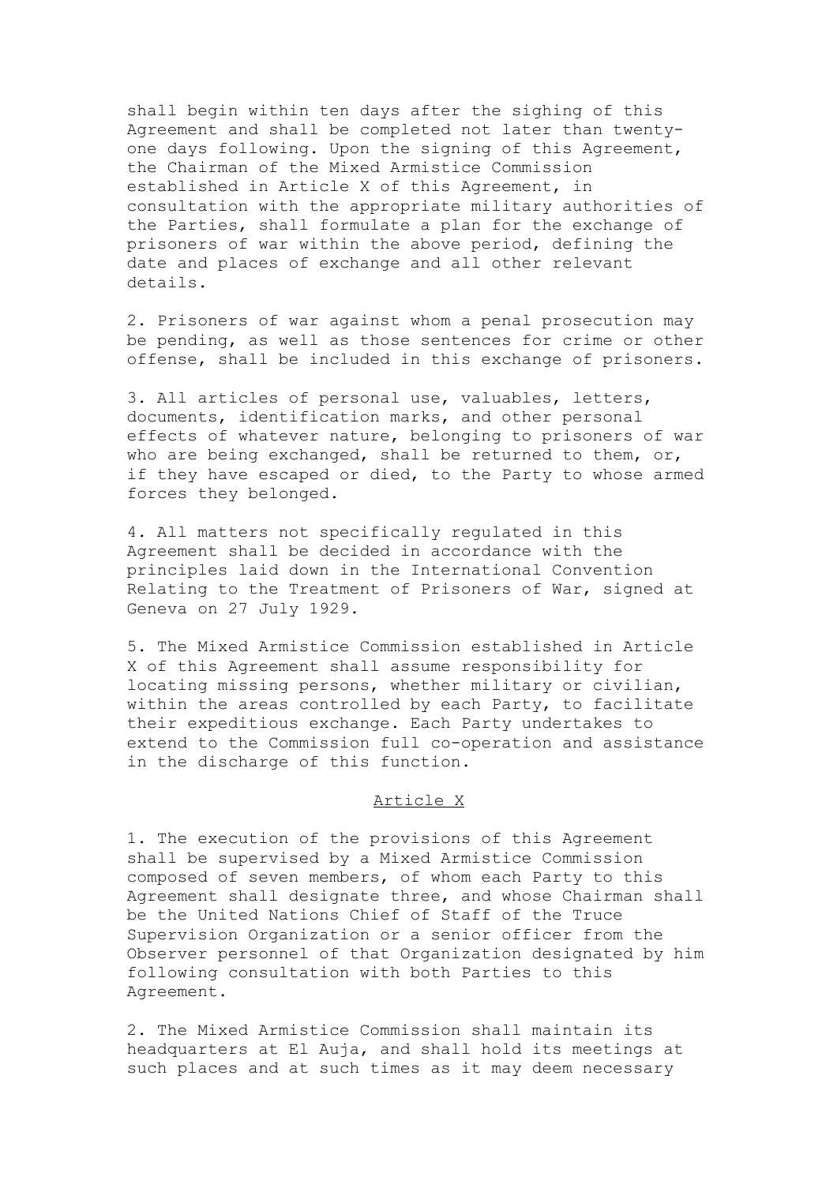shall begin within ten days after the sighing of this Agreement and shall be completed not later than twenty-one days following. Upon the signing of this Agreement, the Chairman of the Mixed Armistice Commission established in Article X of this Agreement, in consultation with the appropriate military authorities of the Parties, shall formulate a plan for the exchange of prisoners of war within the above period, defining the date and places of exchange and all other relevant details.

2. Prisoners of war against whom a penal prosecution may be pending, as well as those sentences for crime or other offense, shall be included in this exchange of prisoners.

3. All articles of personal use, valuables, letters, documents, identification marks, and other personal effects of whatever nature, belonging to prisoners of war who are being exchanged, shall be returned to them, or, if they have escaped or died, to the Party to whose armed forces they belonged.

4. All matters not specifically regulated in this Agreement shall be decided in accordance with the principles laid down in the International Convention Relating to the Treatment of Prisoners of War, signed at Geneva on 27 July 1929.

5. The Mixed Armistice Commission established in Article X of this Agreement shall assume responsibility for locating missing persons, whether military or civilian, within the areas controlled by each Party, to facilitate their expeditious exchange. Each Party undertakes to extend to the Commission full co-operation and assistance in the discharge of this function.

## Article X

1. The execution of the provisions of this Agreement shall be supervised by a Mixed Armistice Commission composed of seven members, of whom each Party to this Agreement shall designate three, and whose Chairman shall be the United Nations Chief of Staff of the Truce Supervision Organization or a senior officer from the Observer personnel of that Organization designated by him following consultation with both Parties to this Agreement.

2. The Mixed Armistice Commission shall maintain its headquarters at El Auja, and shall hold its meetings at such places and at such times as it may deem necessary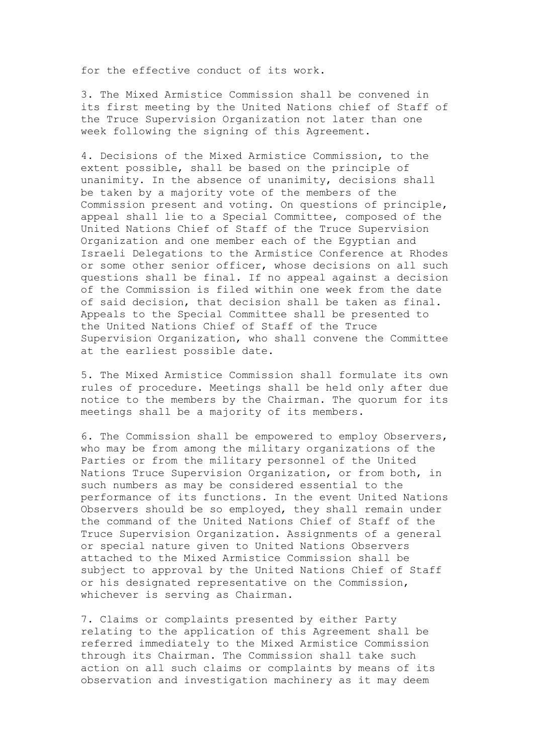for the effective conduct of its work.

3. The Mixed Armistice Commission shall be convened in its first meeting by the United Nations chief of Staff of the Truce Supervision Organization not later than one week following the signing of this Agreement.

4. Decisions of the Mixed Armistice Commission, to the extent possible, shall be based on the principle of unanimity. In the absence of unanimity, decisions shall be taken by a majority vote of the members of the Commission present and voting. On questions of principle, appeal shall lie to a Special Committee, composed of the United Nations Chief of Staff of the Truce Supervision Organization and one member each of the Egyptian and Israeli Delegations to the Armistice Conference at Rhodes or some other senior officer, whose decisions on all such questions shall be final. If no appeal against a decision of the Commission is filed within one week from the date of said decision, that decision shall be taken as final. Appeals to the Special Committee shall be presented to the United Nations Chief of Staff of the Truce Supervision Organization, who shall convene the Committee at the earliest possible date.

5. The Mixed Armistice Commission shall formulate its own rules of procedure. Meetings shall be held only after due notice to the members by the Chairman. The quorum for its meetings shall be a majority of its members.

6. The Commission shall be empowered to employ Observers, who may be from among the military organizations of the Parties or from the military personnel of the United Nations Truce Supervision Organization, or from both, in such numbers as may be considered essential to the performance of its functions. In the event United Nations Observers should be so employed, they shall remain under the command of the United Nations Chief of Staff of the Truce Supervision Organization. Assignments of a general or special nature given to United Nations Observers attached to the Mixed Armistice Commission shall be subject to approval by the United Nations Chief of Staff or his designated representative on the Commission, whichever is serving as Chairman.

7. Claims or complaints presented by either Party relating to the application of this Agreement shall be referred immediately to the Mixed Armistice Commission through its Chairman. The Commission shall take such action on all such claims or complaints by means of its observation and investigation machinery as it may deem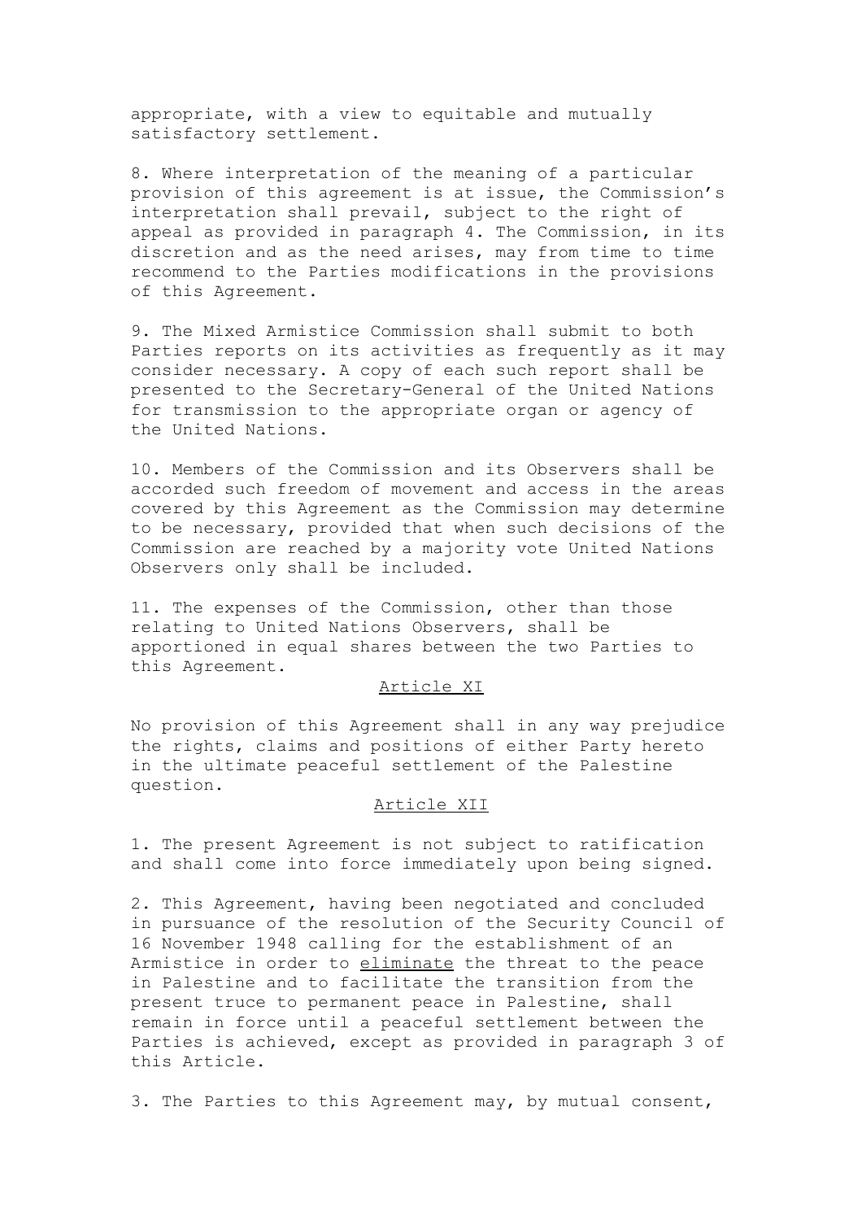appropriate, with a view to equitable and mutually satisfactory settlement.

8. Where interpretation of the meaning of a particular provision of this agreement is at issue, the Commission's interpretation shall prevail, subject to the right of appeal as provided in paragraph 4. The Commission, in its discretion and as the need arises, may from time to time recommend to the Parties modifications in the provisions of this Agreement.

9. The Mixed Armistice Commission shall submit to both Parties reports on its activities as frequently as it may consider necessary. A copy of each such report shall be presented to the Secretary-General of the United Nations for transmission to the appropriate organ or agency of the United Nations.

10. Members of the Commission and its Observers shall be accorded such freedom of movement and access in the areas covered by this Agreement as the Commission may determine to be necessary, provided that when such decisions of the Commission are reached by a majority vote United Nations Observers only shall be included.

11. The expenses of the Commission, other than those relating to United Nations Observers, shall be apportioned in equal shares between the two Parties to this Agreement.

## Article XI

No provision of this Agreement shall in any way prejudice the rights, claims and positions of either Party hereto in the ultimate peaceful settlement of the Palestine question.

## Article XII

1. The present Agreement is not subject to ratification and shall come into force immediately upon being signed.

2. This Agreement, having been negotiated and concluded in pursuance of the resolution of the Security Council of 16 November 1948 calling for the establishment of an Armistice in order to eliminate the threat to the peace in Palestine and to facilitate the transition from the present truce to permanent peace in Palestine, shall remain in force until a peaceful settlement between the Parties is achieved, except as provided in paragraph 3 of this Article.

3. The Parties to this Agreement may, by mutual consent,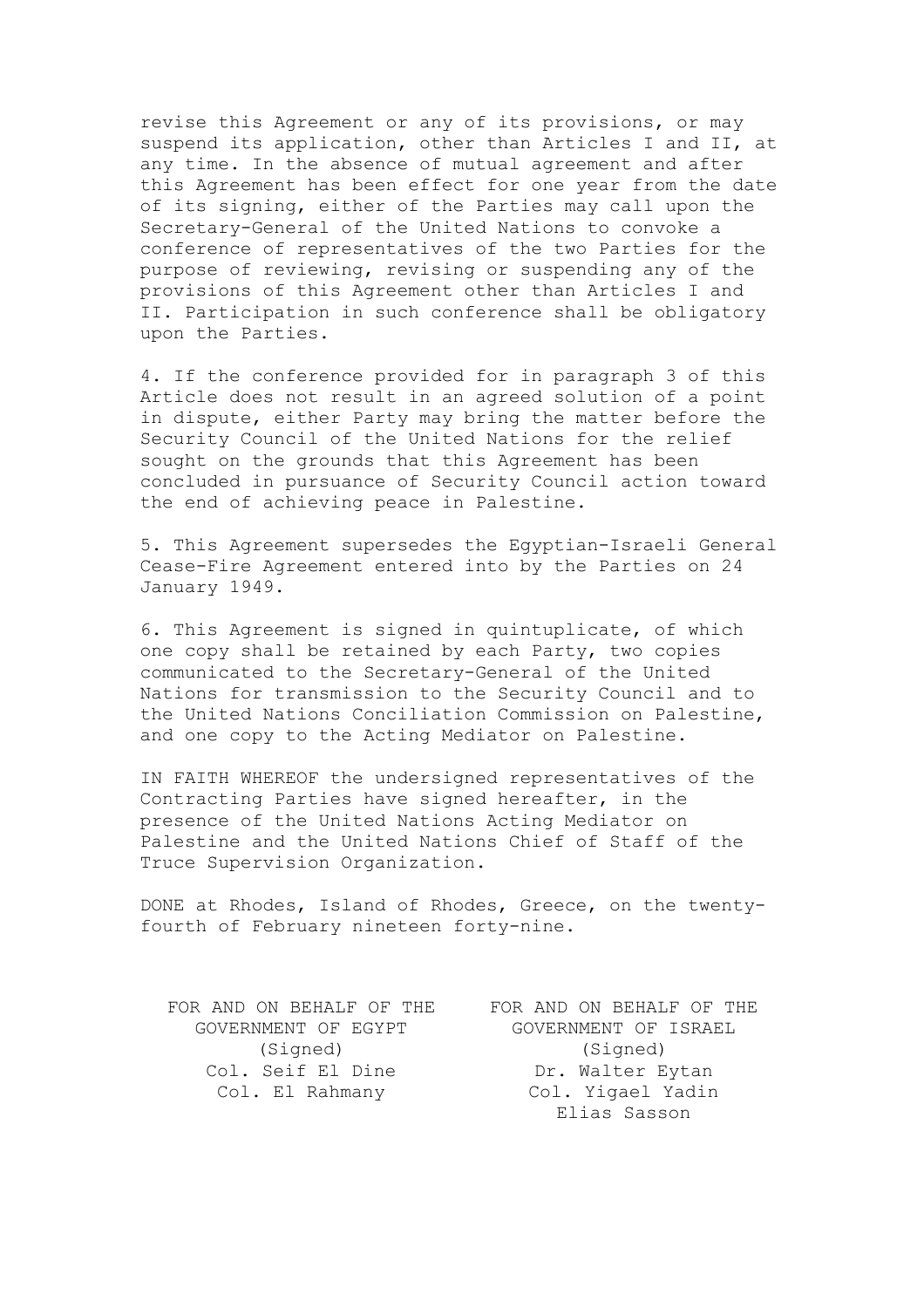revise this Agreement or any of its provisions, or may suspend its application, other than Articles I and II, at any time. In the absence of mutual agreement and after this Agreement has been effect for one year from the date of its signing, either of the Parties may call upon the Secretary-General of the United Nations to convoke a conference of representatives of the two Parties for the purpose of reviewing, revising or suspending any of the provisions of this Agreement other than Articles I and II. Participation in such conference shall be obligatory upon the Parties.

4. If the conference provided for in paragraph 3 of this Article does not result in an agreed solution of a point in dispute, either Party may bring the matter before the Security Council of the United Nations for the relief sought on the grounds that this Agreement has been concluded in pursuance of Security Council action toward the end of achieving peace in Palestine.

5. This Agreement supersedes the Egyptian-Israeli General Cease-Fire Agreement entered into by the Parties on 24 January 1949.

6. This Agreement is signed in quintuplicate, of which one copy shall be retained by each Party, two copies communicated to the Secretary-General of the United Nations for transmission to the Security Council and to the United Nations Conciliation Commission on Palestine, and one copy to the Acting Mediator on Palestine.

IN FAITH WHEREOF the undersigned representatives of the Contracting Parties have signed hereafter, in the presence of the United Nations Acting Mediator on Palestine and the United Nations Chief of Staff of the Truce Supervision Organization.

DONE at Rhodes, Island of Rhodes, Greece, on the twenty-fourth of February nineteen forty-nine.

FOR AND ON BEHALF OF THE GOVERNMENT OF EGYPT
(Signed)
Col. Seif El Dine
Col. El Rahmany

FOR AND ON BEHALF OF THE GOVERNMENT OF ISRAEL
(Signed)
Dr. Walter Eytan
Col. Yigael Yadin
Elias Sasson